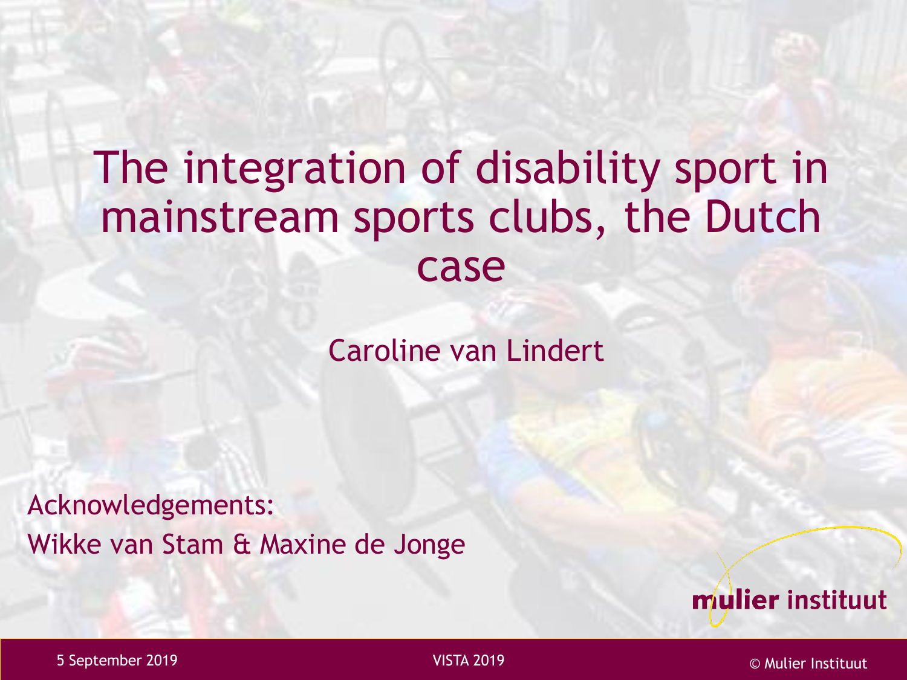# The integration of disability sport in mainstream sports clubs, the Dutch case

Caroline van Lindert

Acknowledgements:
Wikke van Stam & Maxine de Jonge

mulier instituut

5 September 2019 VISTA 2019 © Mulier Instituut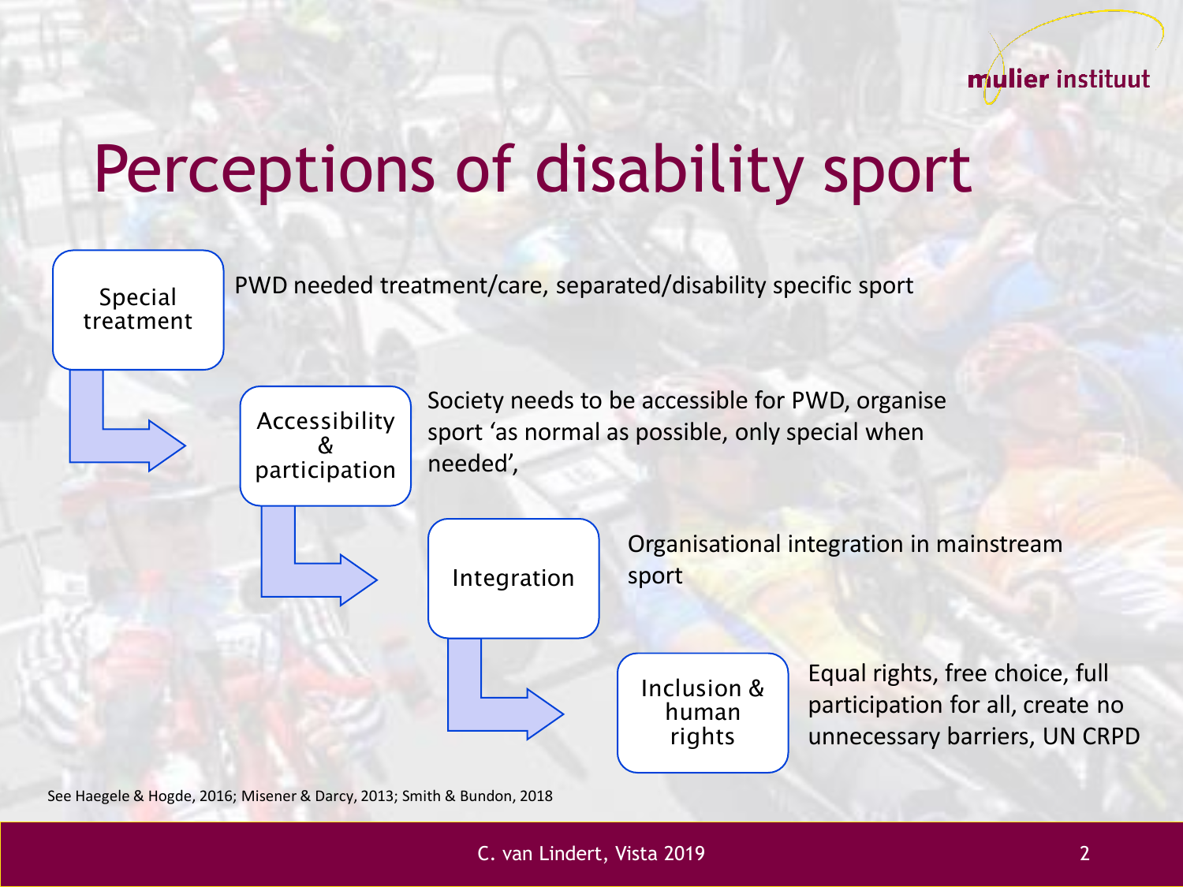# Perceptions of disability sport

**Special treatment**
PWD needed treatment/care, separated/disability specific sport

**Accessibility & participation**
Society needs to be accessible for PWD, organise sport 'as normal as possible, only special when needed',

**Integration**
Organisational integration in mainstream sport

**Inclusion & human rights**
Equal rights, free choice, full participation for all, create no unnecessary barriers, UN CRPD

See Haegele & Hogde, 2016; Misener & Darcy, 2013; Smith & Bundon, 2018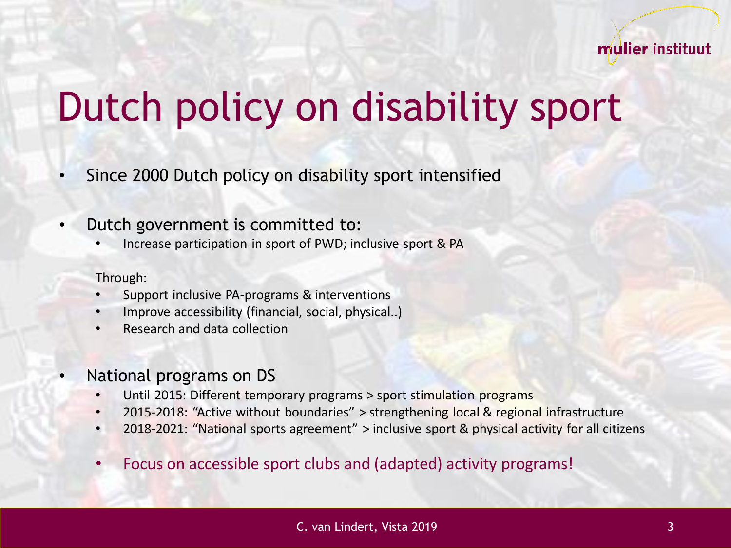# Dutch policy on disability sport

- Since 2000 Dutch policy on disability sport intensified

- Dutch government is committed to:
  - Increase participation in sport of PWD; inclusive sport & PA

  Through:
  - Support inclusive PA-programs & interventions
  - Improve accessibility (financial, social, physical..)
  - Research and data collection

- National programs on DS
  - Until 2015: Different temporary programs > sport stimulation programs
  - 2015-2018: "Active without boundaries" > strengthening local & regional infrastructure
  - 2018-2021: "National sports agreement" > inclusive sport & physical activity for all citizens

  - Focus on accessible sport clubs and (adapted) activity programs!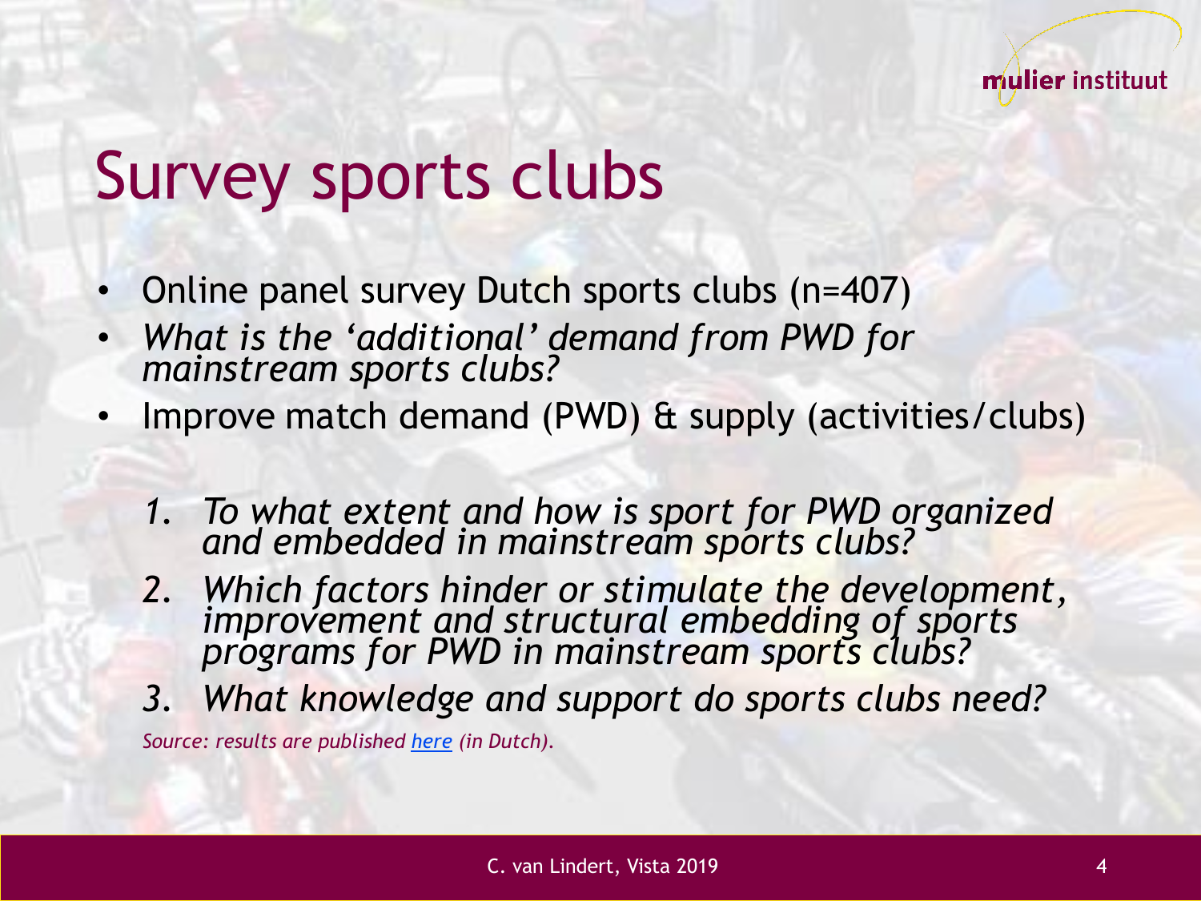# Survey sports clubs

- Online panel survey Dutch sports clubs (n=407)
- *What is the 'additional' demand from PWD for mainstream sports clubs?*
- Improve match demand (PWD) & supply (activities/clubs)

1. *To what extent and how is sport for PWD organized and embedded in mainstream sports clubs?*
2. *Which factors hinder or stimulate the development, improvement and structural embedding of sports programs for PWD in mainstream sports clubs?*
3. *What knowledge and support do sports clubs need?*

*Source: results are published here (in Dutch).*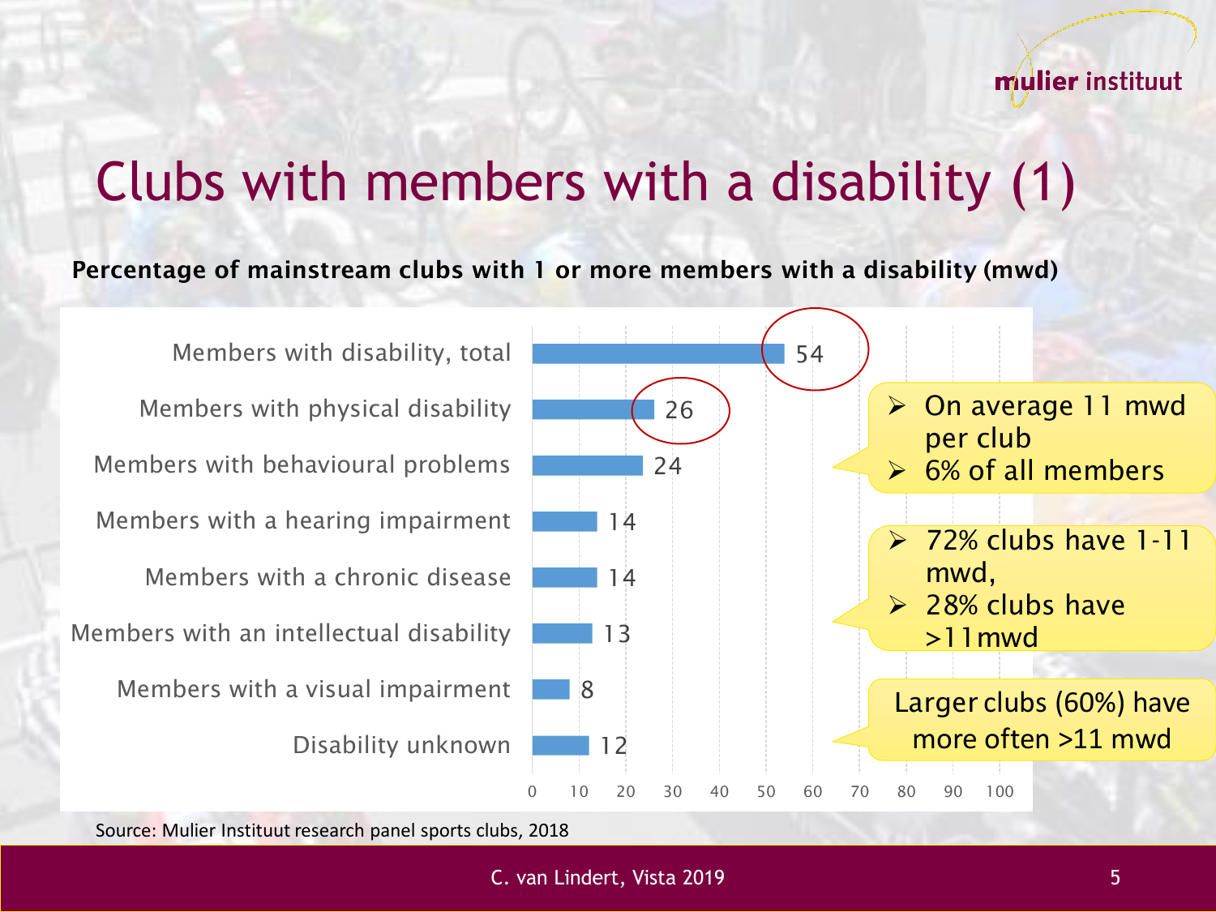# Clubs with members with a disability (1)

**Percentage of mainstream clubs with 1 or more members with a disability (mwd)**

| Category | % |
|---|---|
| Members with disability, total | 54 |
| Members with physical disability | 26 |
| Members with behavioural problems | 24 |
| Members with a hearing impairment | 14 |
| Members with a chronic disease | 14 |
| Members with an intellectual disability | 13 |
| Members with a visual impairment | 8 |
| Disability unknown | 12 |

- On average 11 mwd per club
- 6% of all members

- 72% clubs have 1-11 mwd,
- 28% clubs have >11mwd

Larger clubs (60%) have more often >11 mwd

Source: Mulier Instituut research panel sports clubs, 2018

C. van Lindert, Vista 2019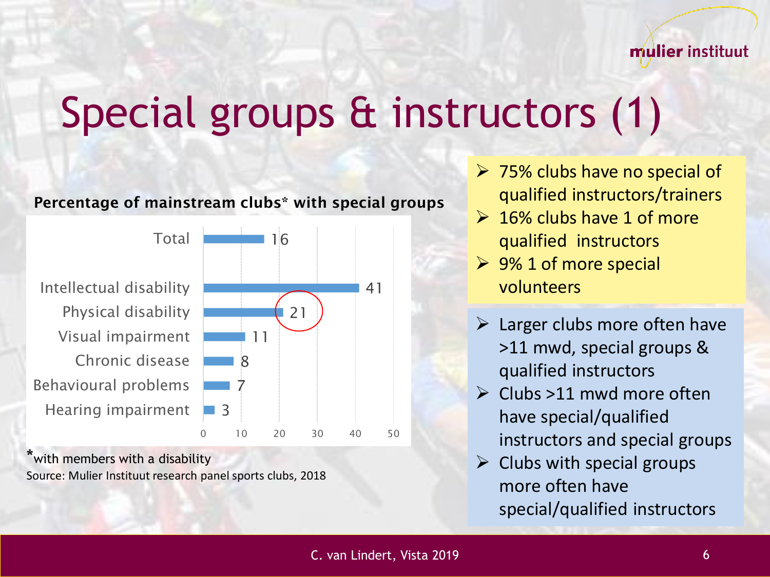# Special groups & instructors (1)

**Percentage of mainstream clubs* with special groups**

| Group | % |
|---|---|
| Total | 16 |
| Intellectual disability | 41 |
| Physical disability | 21 |
| Visual impairment | 11 |
| Chronic disease | 8 |
| Behavioural problems | 7 |
| Hearing impairment | 3 |

*with members with a disability

Source: Mulier Instituut research panel sports clubs, 2018

- 75% clubs have no special of qualified instructors/trainers
- 16% clubs have 1 of more qualified instructors
- 9% 1 of more special volunteers

- Larger clubs more often have >11 mwd, special groups & qualified instructors
- Clubs >11 mwd more often have special/qualified instructors and special groups
- Clubs with special groups more often have special/qualified instructors

C. van Lindert, Vista 2019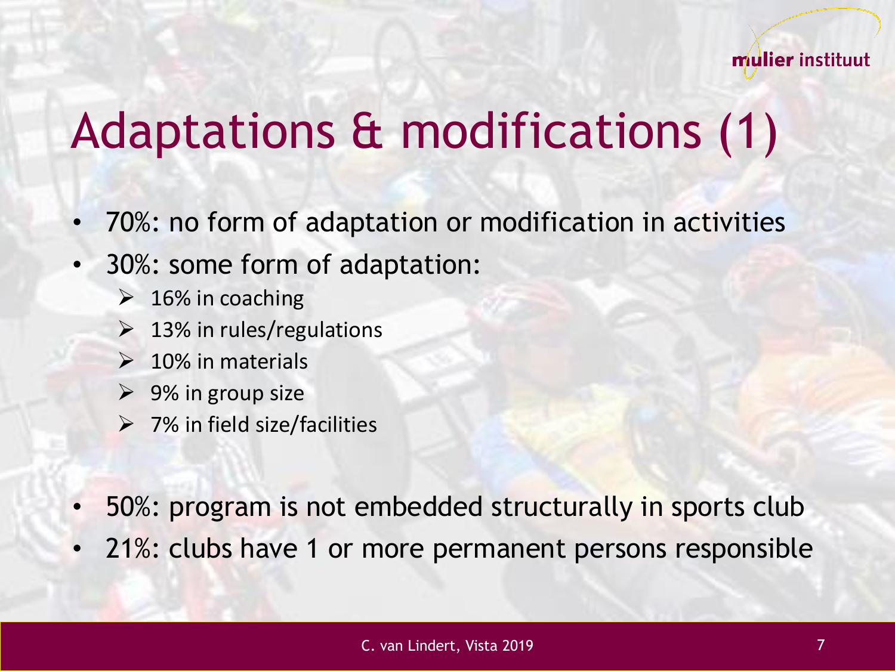# Adaptations & modifications (1)

- 70%: no form of adaptation or modification in activities
- 30%: some form of adaptation:
  - 16% in coaching
  - 13% in rules/regulations
  - 10% in materials
  - 9% in group size
  - 7% in field size/facilities

- 50%: program is not embedded structurally in sports club
- 21%: clubs have 1 or more permanent persons responsible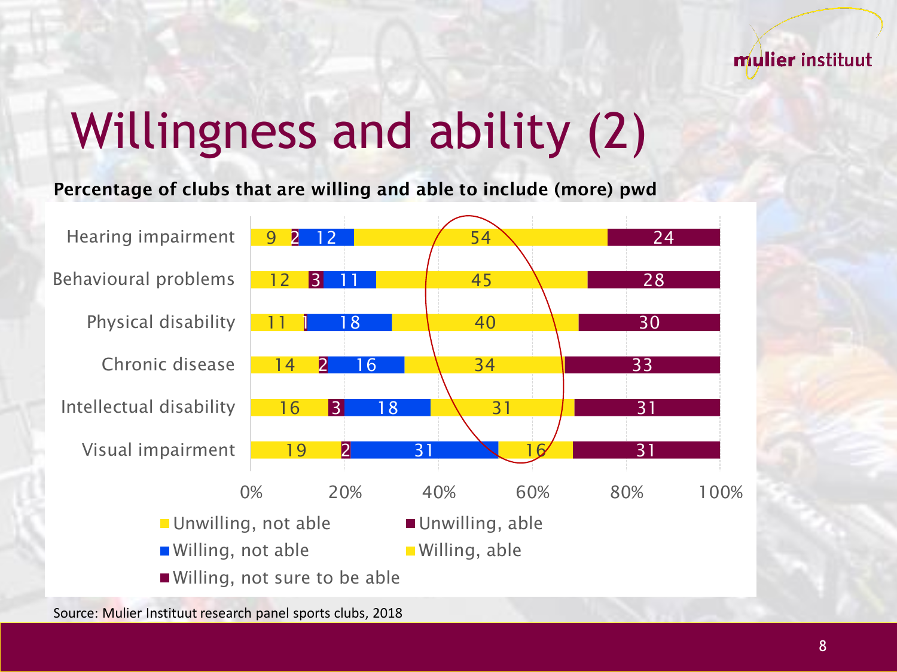# Willingness and ability (2)

**Percentage of clubs that are willing and able to include (more) pwd**

| | Unwilling, not able | Unwilling, able | Willing, not able | Willing, able | Willing, not sure to be able |
|---|---|---|---|---|---|
| Hearing impairment | 9 | 2 | 12 | 54 | 24 |
| Behavioural problems | 12 | 3 | 11 | 45 | 28 |
| Physical disability | 11 | 1 | 18 | 40 | 30 |
| Chronic disease | 14 | 2 | 16 | 34 | 33 |
| Intellectual disability | 16 | 3 | 18 | 31 | 31 |
| Visual impairment | 19 | 2 | 31 | 16 | 31 |

Source: Mulier Instituut research panel sports clubs, 2018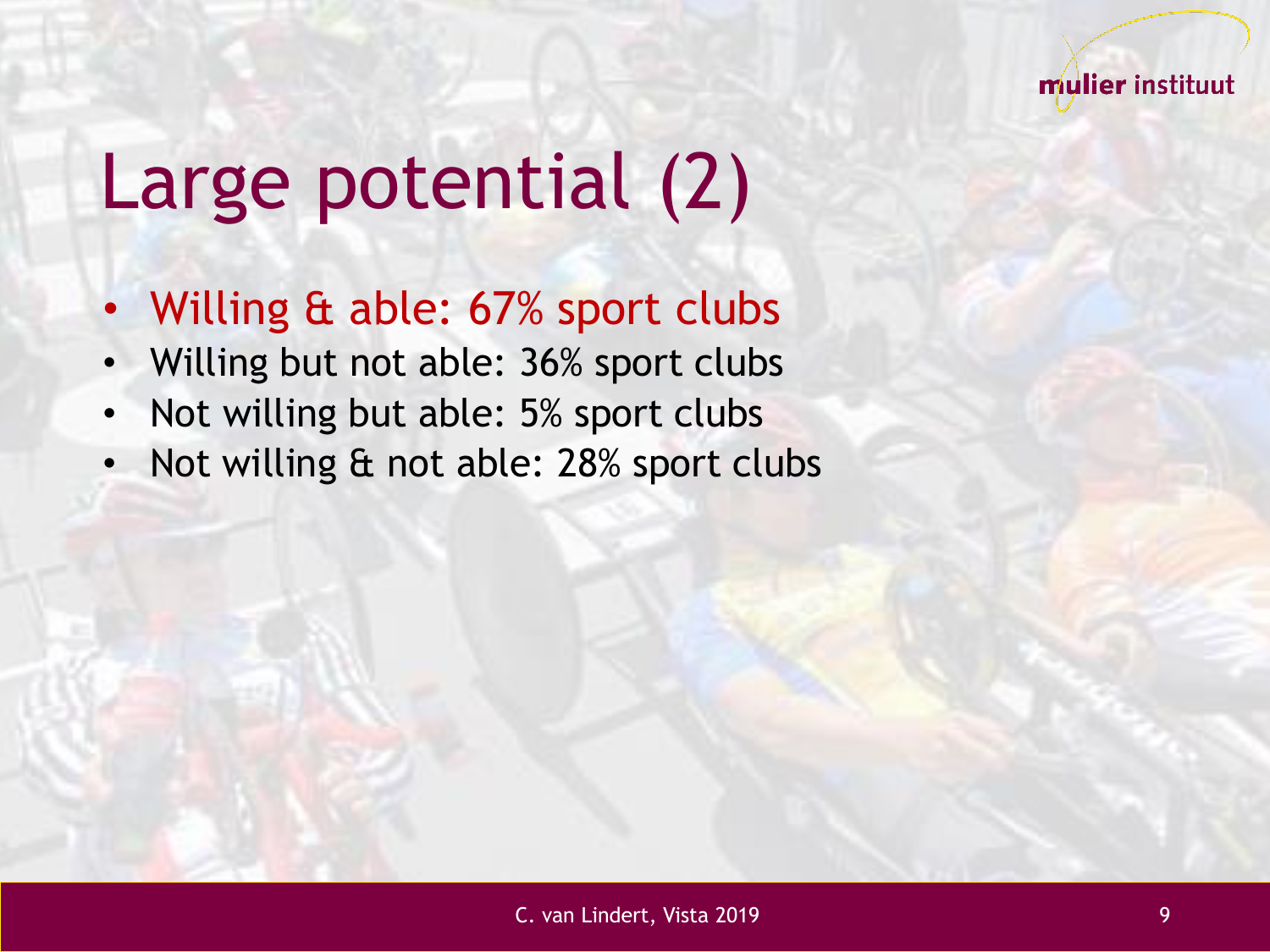# Large potential (2)

- Willing & able: 67% sport clubs
- Willing but not able: 36% sport clubs
- Not willing but able: 5% sport clubs
- Not willing & not able: 28% sport clubs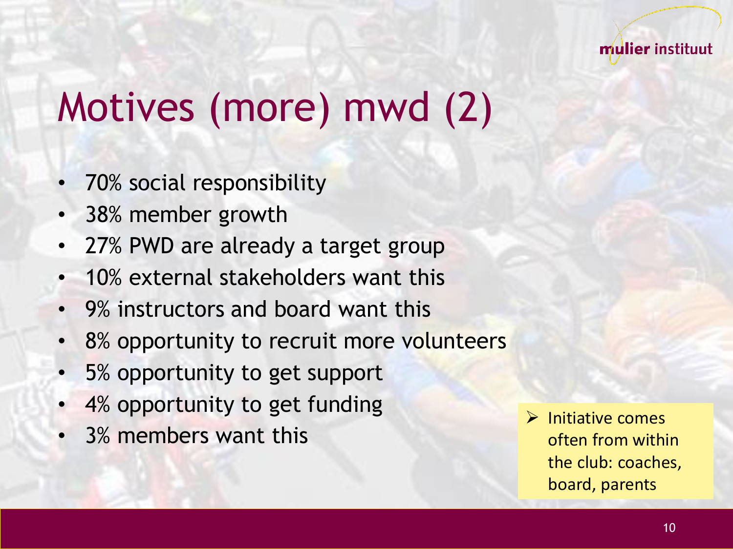# Motives (more) mwd (2)

- 70% social responsibility
- 38% member growth
- 27% PWD are already a target group
- 10% external stakeholders want this
- 9% instructors and board want this
- 8% opportunity to recruit more volunteers
- 5% opportunity to get support
- 4% opportunity to get funding
- 3% members want this

> Initiative comes often from within the club: coaches, board, parents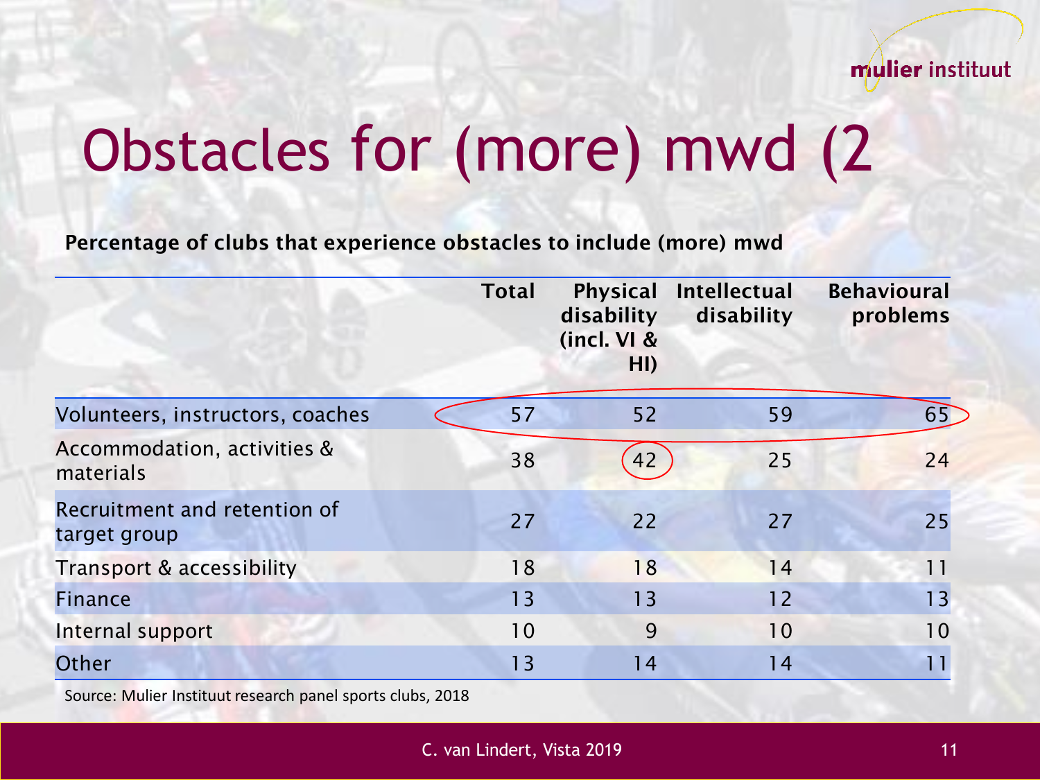# Obstacles for (more) mwd (2

**Percentage of clubs that experience obstacles to include (more) mwd**

| | Total | Physical disability (incl. VI & HI) | Intellectual disability | Behavioural problems |
|---|---|---|---|---|
| Volunteers, instructors, coaches | 57 | 52 | 59 | 65 |
| Accommodation, activities & materials | 38 | 42 | 25 | 24 |
| Recruitment and retention of target group | 27 | 22 | 27 | 25 |
| Transport & accessibility | 18 | 18 | 14 | 11 |
| Finance | 13 | 13 | 12 | 13 |
| Internal support | 10 | 9 | 10 | 10 |
| Other | 13 | 14 | 14 | 11 |

Source: Mulier Instituut research panel sports clubs, 2018

C. van Lindert, Vista 2019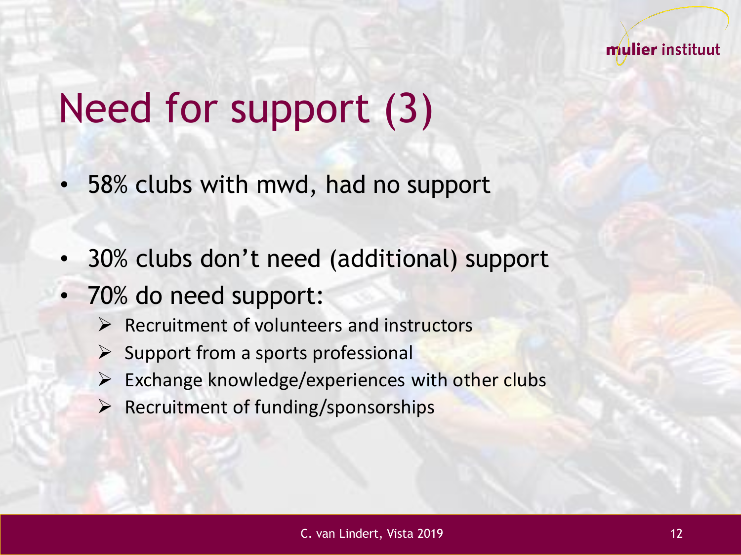# Need for support (3)

- 58% clubs with mwd, had no support

- 30% clubs don't need (additional) support
- 70% do need support:
  - Recruitment of volunteers and instructors
  - Support from a sports professional
  - Exchange knowledge/experiences with other clubs
  - Recruitment of funding/sponsorships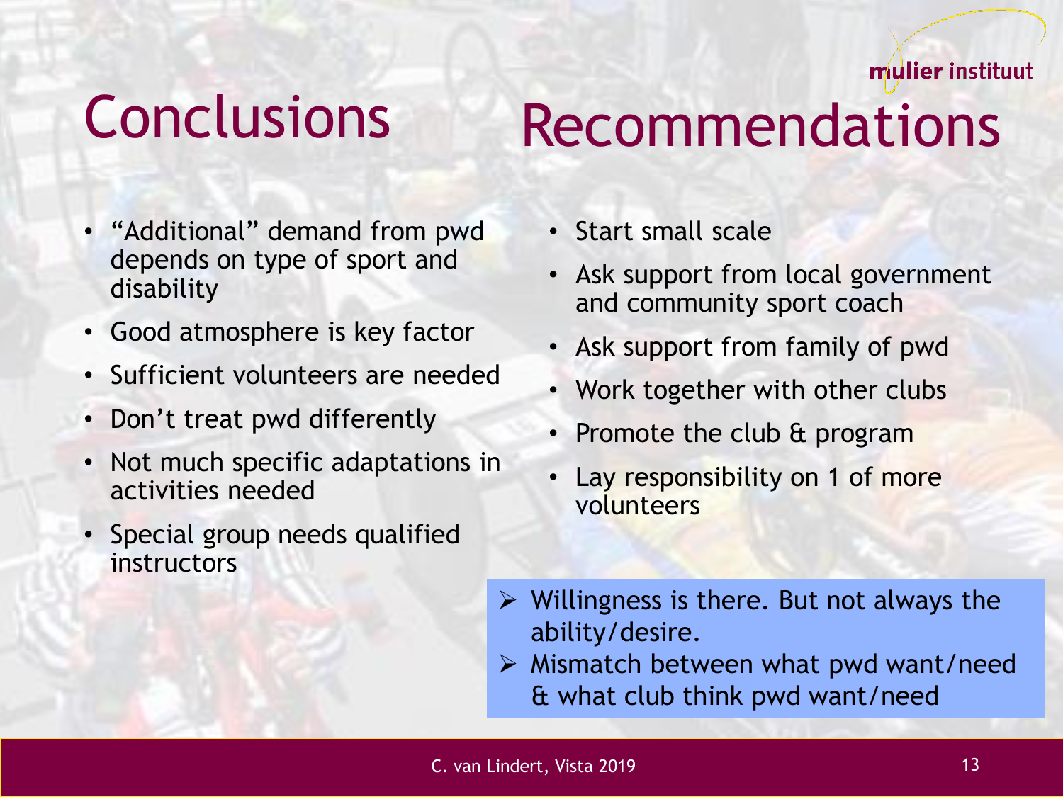# Conclusions

- "Additional" demand from pwd depends on type of sport and disability
- Good atmosphere is key factor
- Sufficient volunteers are needed
- Don't treat pwd differently
- Not much specific adaptations in activities needed
- Special group needs qualified instructors

# Recommendations

- Start small scale
- Ask support from local government and community sport coach
- Ask support from family of pwd
- Work together with other clubs
- Promote the club & program
- Lay responsibility on 1 of more volunteers

> - Willingness is there. But not always the ability/desire.
> - Mismatch between what pwd want/need & what club think pwd want/need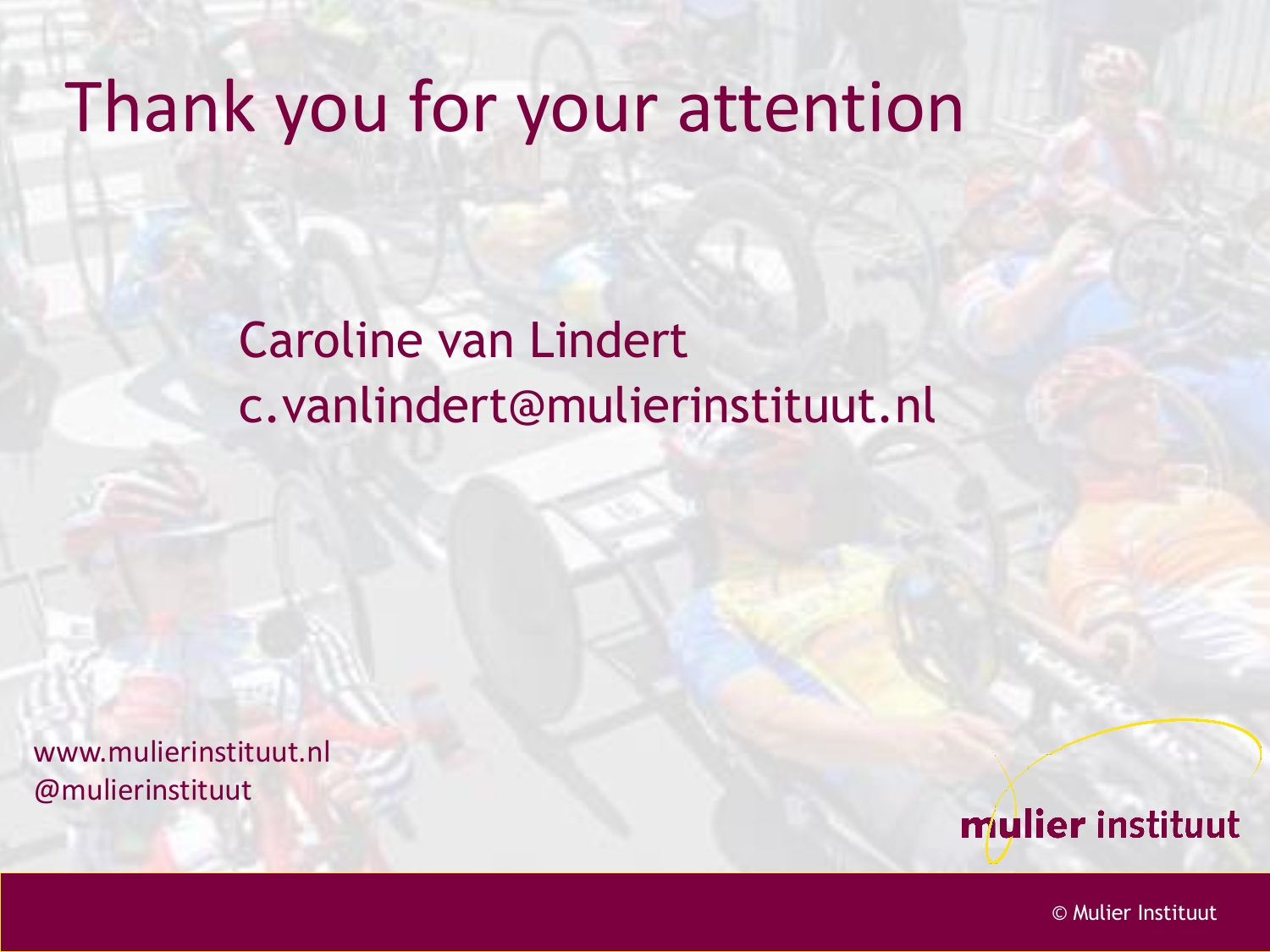# Thank you for your attention

Caroline van Lindert
c.vanlindert@mulierinstituut.nl

www.mulierinstituut.nl
@mulierinstituut

mulier instituut

© Mulier Instituut